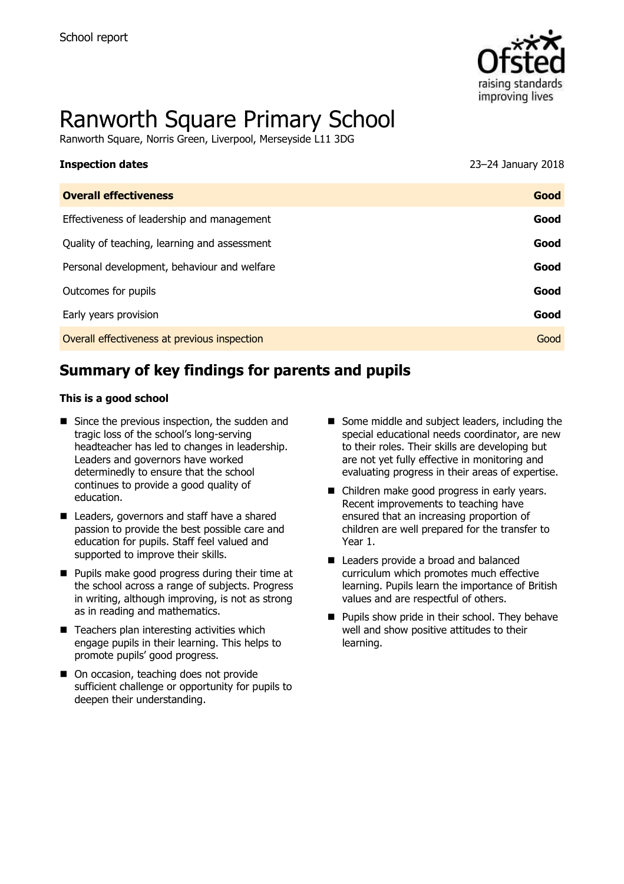School report

# Ranworth Square Primary School

Ranworth Square, Norris Green, Liverpool, Merseyside L11 3DG

| **Inspection dates** | 23–24 January 2018 |
| --- | --- |
| **Overall effectiveness** | **Good** |
| Effectiveness of leadership and management | **Good** |
| Quality of teaching, learning and assessment | **Good** |
| Personal development, behaviour and welfare | **Good** |
| Outcomes for pupils | **Good** |
| Early years provision | **Good** |
| Overall effectiveness at previous inspection | Good |

## Summary of key findings for parents and pupils

**This is a good school**

- Since the previous inspection, the sudden and tragic loss of the school's long-serving headteacher has led to changes in leadership. Leaders and governors have worked determinedly to ensure that the school continues to provide a good quality of education.
- Leaders, governors and staff have a shared passion to provide the best possible care and education for pupils. Staff feel valued and supported to improve their skills.
- Pupils make good progress during their time at the school across a range of subjects. Progress in writing, although improving, is not as strong as in reading and mathematics.
- Teachers plan interesting activities which engage pupils in their learning. This helps to promote pupils' good progress.
- On occasion, teaching does not provide sufficient challenge or opportunity for pupils to deepen their understanding.
- Some middle and subject leaders, including the special educational needs coordinator, are new to their roles. Their skills are developing but are not yet fully effective in monitoring and evaluating progress in their areas of expertise.
- Children make good progress in early years. Recent improvements to teaching have ensured that an increasing proportion of children are well prepared for the transfer to Year 1.
- Leaders provide a broad and balanced curriculum which promotes much effective learning. Pupils learn the importance of British values and are respectful of others.
- Pupils show pride in their school. They behave well and show positive attitudes to their learning.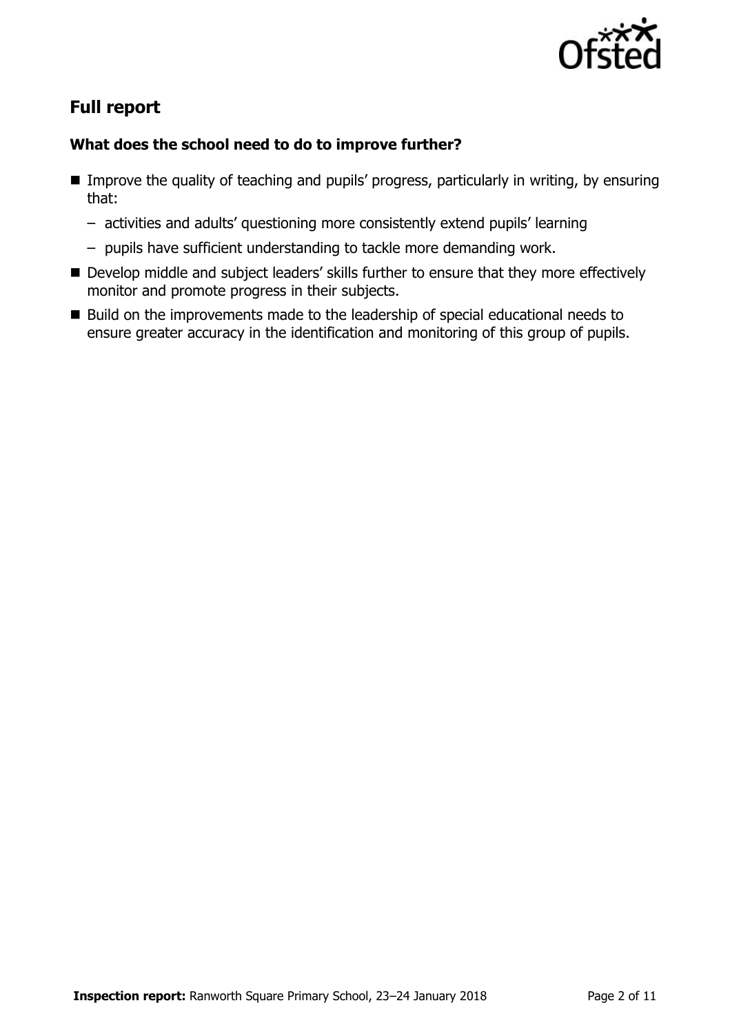## Full report

### What does the school need to do to improve further?

- Improve the quality of teaching and pupils' progress, particularly in writing, by ensuring that:
  - activities and adults' questioning more consistently extend pupils' learning
  - pupils have sufficient understanding to tackle more demanding work.
- Develop middle and subject leaders' skills further to ensure that they more effectively monitor and promote progress in their subjects.
- Build on the improvements made to the leadership of special educational needs to ensure greater accuracy in the identification and monitoring of this group of pupils.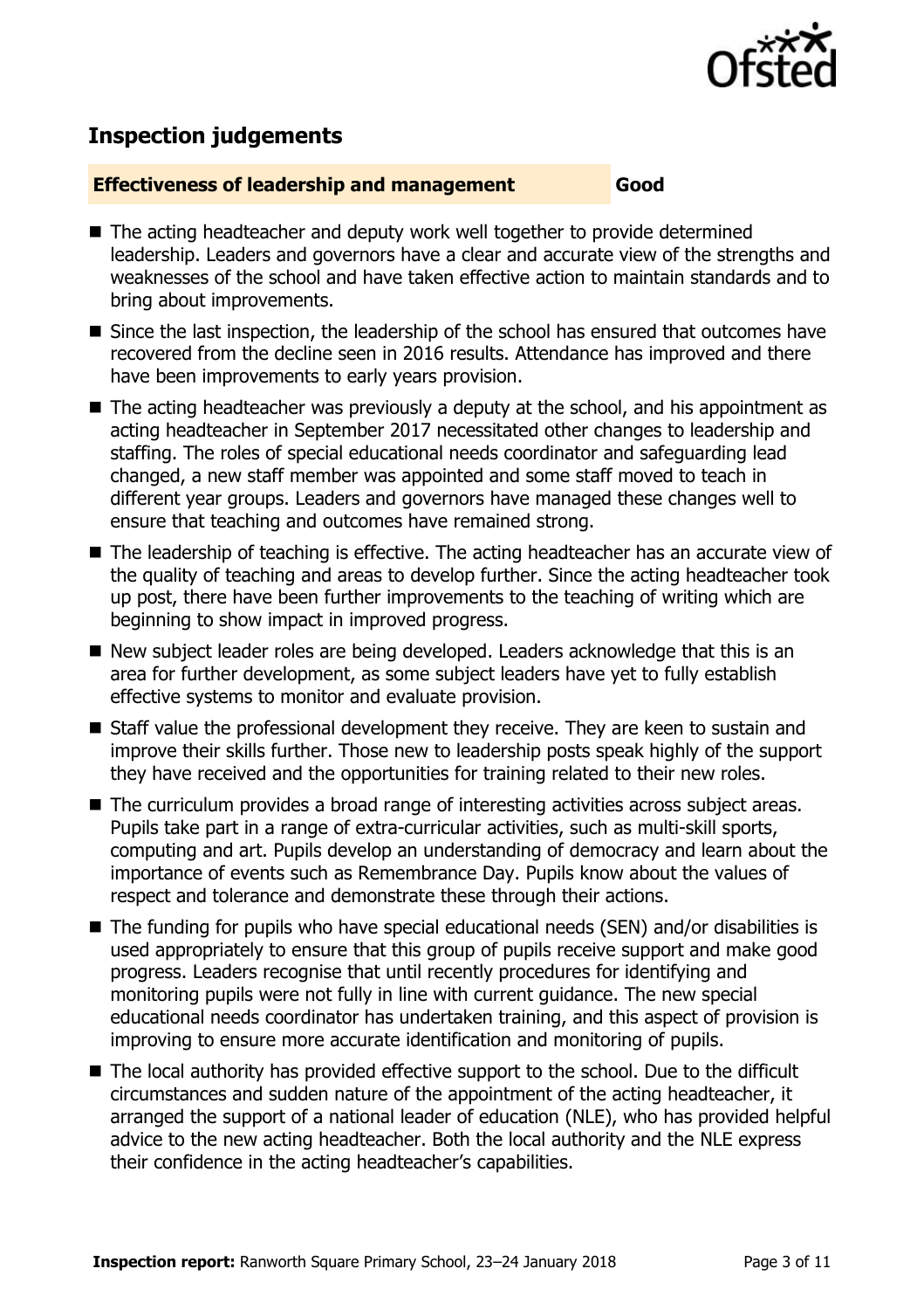## Inspection judgements

**Effectiveness of leadership and management** **Good**

- The acting headteacher and deputy work well together to provide determined leadership. Leaders and governors have a clear and accurate view of the strengths and weaknesses of the school and have taken effective action to maintain standards and to bring about improvements.
- Since the last inspection, the leadership of the school has ensured that outcomes have recovered from the decline seen in 2016 results. Attendance has improved and there have been improvements to early years provision.
- The acting headteacher was previously a deputy at the school, and his appointment as acting headteacher in September 2017 necessitated other changes to leadership and staffing. The roles of special educational needs coordinator and safeguarding lead changed, a new staff member was appointed and some staff moved to teach in different year groups. Leaders and governors have managed these changes well to ensure that teaching and outcomes have remained strong.
- The leadership of teaching is effective. The acting headteacher has an accurate view of the quality of teaching and areas to develop further. Since the acting headteacher took up post, there have been further improvements to the teaching of writing which are beginning to show impact in improved progress.
- New subject leader roles are being developed. Leaders acknowledge that this is an area for further development, as some subject leaders have yet to fully establish effective systems to monitor and evaluate provision.
- Staff value the professional development they receive. They are keen to sustain and improve their skills further. Those new to leadership posts speak highly of the support they have received and the opportunities for training related to their new roles.
- The curriculum provides a broad range of interesting activities across subject areas. Pupils take part in a range of extra-curricular activities, such as multi-skill sports, computing and art. Pupils develop an understanding of democracy and learn about the importance of events such as Remembrance Day. Pupils know about the values of respect and tolerance and demonstrate these through their actions.
- The funding for pupils who have special educational needs (SEN) and/or disabilities is used appropriately to ensure that this group of pupils receive support and make good progress. Leaders recognise that until recently procedures for identifying and monitoring pupils were not fully in line with current guidance. The new special educational needs coordinator has undertaken training, and this aspect of provision is improving to ensure more accurate identification and monitoring of pupils.
- The local authority has provided effective support to the school. Due to the difficult circumstances and sudden nature of the appointment of the acting headteacher, it arranged the support of a national leader of education (NLE), who has provided helpful advice to the new acting headteacher. Both the local authority and the NLE express their confidence in the acting headteacher's capabilities.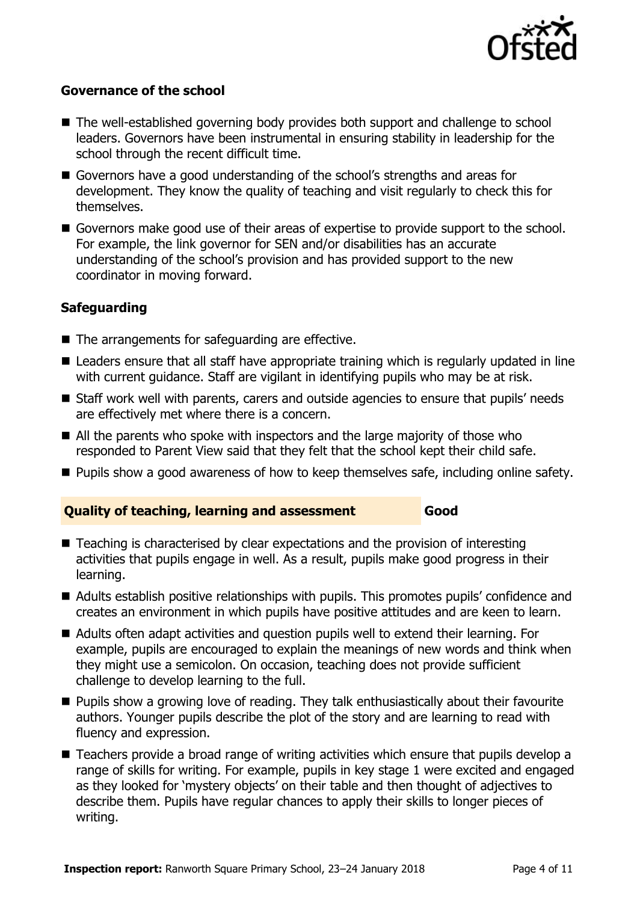### Governance of the school

- The well-established governing body provides both support and challenge to school leaders. Governors have been instrumental in ensuring stability in leadership for the school through the recent difficult time.
- Governors have a good understanding of the school's strengths and areas for development. They know the quality of teaching and visit regularly to check this for themselves.
- Governors make good use of their areas of expertise to provide support to the school. For example, the link governor for SEN and/or disabilities has an accurate understanding of the school's provision and has provided support to the new coordinator in moving forward.

### Safeguarding

- The arrangements for safeguarding are effective.
- Leaders ensure that all staff have appropriate training which is regularly updated in line with current guidance. Staff are vigilant in identifying pupils who may be at risk.
- Staff work well with parents, carers and outside agencies to ensure that pupils' needs are effectively met where there is a concern.
- All the parents who spoke with inspectors and the large majority of those who responded to Parent View said that they felt that the school kept their child safe.
- Pupils show a good awareness of how to keep themselves safe, including online safety.

## Quality of teaching, learning and assessment — Good

- Teaching is characterised by clear expectations and the provision of interesting activities that pupils engage in well. As a result, pupils make good progress in their learning.
- Adults establish positive relationships with pupils. This promotes pupils' confidence and creates an environment in which pupils have positive attitudes and are keen to learn.
- Adults often adapt activities and question pupils well to extend their learning. For example, pupils are encouraged to explain the meanings of new words and think when they might use a semicolon. On occasion, teaching does not provide sufficient challenge to develop learning to the full.
- Pupils show a growing love of reading. They talk enthusiastically about their favourite authors. Younger pupils describe the plot of the story and are learning to read with fluency and expression.
- Teachers provide a broad range of writing activities which ensure that pupils develop a range of skills for writing. For example, pupils in key stage 1 were excited and engaged as they looked for 'mystery objects' on their table and then thought of adjectives to describe them. Pupils have regular chances to apply their skills to longer pieces of writing.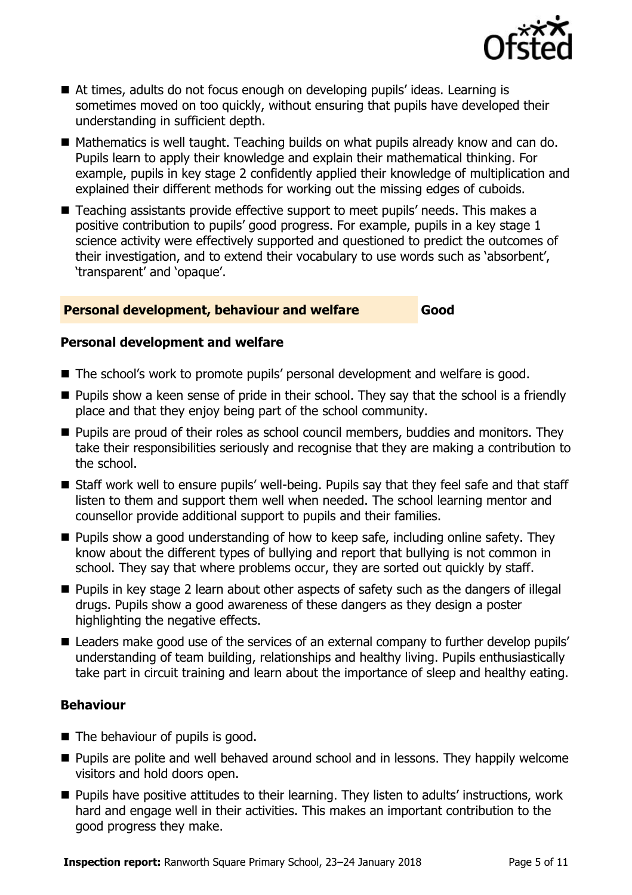- At times, adults do not focus enough on developing pupils' ideas. Learning is sometimes moved on too quickly, without ensuring that pupils have developed their understanding in sufficient depth.
- Mathematics is well taught. Teaching builds on what pupils already know and can do. Pupils learn to apply their knowledge and explain their mathematical thinking. For example, pupils in key stage 2 confidently applied their knowledge of multiplication and explained their different methods for working out the missing edges of cuboids.
- Teaching assistants provide effective support to meet pupils' needs. This makes a positive contribution to pupils' good progress. For example, pupils in a key stage 1 science activity were effectively supported and questioned to predict the outcomes of their investigation, and to extend their vocabulary to use words such as 'absorbent', 'transparent' and 'opaque'.

## Personal development, behaviour and welfare — Good

### Personal development and welfare

- The school's work to promote pupils' personal development and welfare is good.
- Pupils show a keen sense of pride in their school. They say that the school is a friendly place and that they enjoy being part of the school community.
- Pupils are proud of their roles as school council members, buddies and monitors. They take their responsibilities seriously and recognise that they are making a contribution to the school.
- Staff work well to ensure pupils' well-being. Pupils say that they feel safe and that staff listen to them and support them well when needed. The school learning mentor and counsellor provide additional support to pupils and their families.
- Pupils show a good understanding of how to keep safe, including online safety. They know about the different types of bullying and report that bullying is not common in school. They say that where problems occur, they are sorted out quickly by staff.
- Pupils in key stage 2 learn about other aspects of safety such as the dangers of illegal drugs. Pupils show a good awareness of these dangers as they design a poster highlighting the negative effects.
- Leaders make good use of the services of an external company to further develop pupils' understanding of team building, relationships and healthy living. Pupils enthusiastically take part in circuit training and learn about the importance of sleep and healthy eating.

### Behaviour

- The behaviour of pupils is good.
- Pupils are polite and well behaved around school and in lessons. They happily welcome visitors and hold doors open.
- Pupils have positive attitudes to their learning. They listen to adults' instructions, work hard and engage well in their activities. This makes an important contribution to the good progress they make.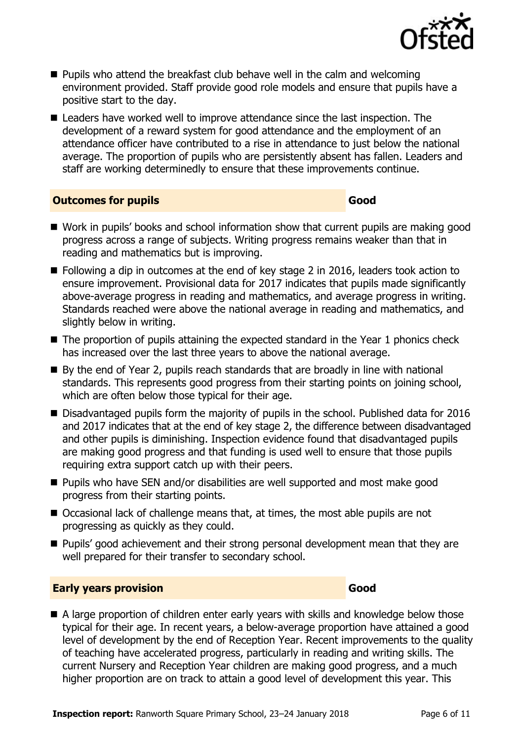- Pupils who attend the breakfast club behave well in the calm and welcoming environment provided. Staff provide good role models and ensure that pupils have a positive start to the day.
- Leaders have worked well to improve attendance since the last inspection. The development of a reward system for good attendance and the employment of an attendance officer have contributed to a rise in attendance to just below the national average. The proportion of pupils who are persistently absent has fallen. Leaders and staff are working determinedly to ensure that these improvements continue.

## Outcomes for pupils — Good

- Work in pupils' books and school information show that current pupils are making good progress across a range of subjects. Writing progress remains weaker than that in reading and mathematics but is improving.
- Following a dip in outcomes at the end of key stage 2 in 2016, leaders took action to ensure improvement. Provisional data for 2017 indicates that pupils made significantly above-average progress in reading and mathematics, and average progress in writing. Standards reached were above the national average in reading and mathematics, and slightly below in writing.
- The proportion of pupils attaining the expected standard in the Year 1 phonics check has increased over the last three years to above the national average.
- By the end of Year 2, pupils reach standards that are broadly in line with national standards. This represents good progress from their starting points on joining school, which are often below those typical for their age.
- Disadvantaged pupils form the majority of pupils in the school. Published data for 2016 and 2017 indicates that at the end of key stage 2, the difference between disadvantaged and other pupils is diminishing. Inspection evidence found that disadvantaged pupils are making good progress and that funding is used well to ensure that those pupils requiring extra support catch up with their peers.
- Pupils who have SEN and/or disabilities are well supported and most make good progress from their starting points.
- Occasional lack of challenge means that, at times, the most able pupils are not progressing as quickly as they could.
- Pupils' good achievement and their strong personal development mean that they are well prepared for their transfer to secondary school.

## Early years provision — Good

- A large proportion of children enter early years with skills and knowledge below those typical for their age. In recent years, a below-average proportion have attained a good level of development by the end of Reception Year. Recent improvements to the quality of teaching have accelerated progress, particularly in reading and writing skills. The current Nursery and Reception Year children are making good progress, and a much higher proportion are on track to attain a good level of development this year. This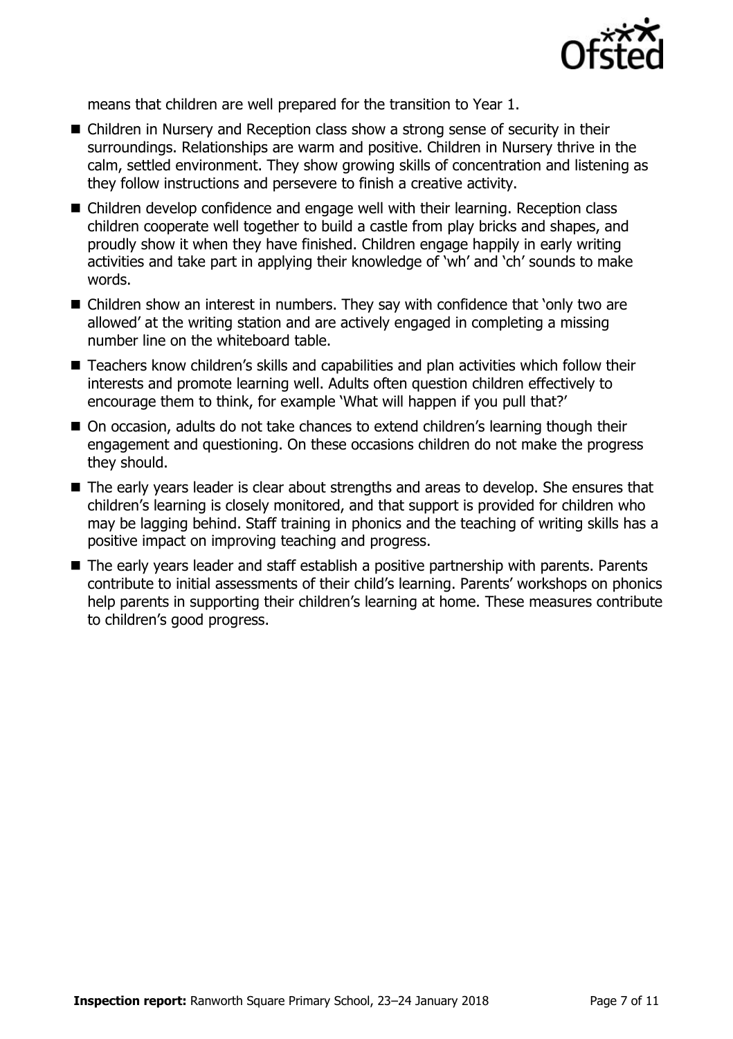means that children are well prepared for the transition to Year 1.

- Children in Nursery and Reception class show a strong sense of security in their surroundings. Relationships are warm and positive. Children in Nursery thrive in the calm, settled environment. They show growing skills of concentration and listening as they follow instructions and persevere to finish a creative activity.
- Children develop confidence and engage well with their learning. Reception class children cooperate well together to build a castle from play bricks and shapes, and proudly show it when they have finished. Children engage happily in early writing activities and take part in applying their knowledge of 'wh' and 'ch' sounds to make words.
- Children show an interest in numbers. They say with confidence that 'only two are allowed' at the writing station and are actively engaged in completing a missing number line on the whiteboard table.
- Teachers know children's skills and capabilities and plan activities which follow their interests and promote learning well. Adults often question children effectively to encourage them to think, for example 'What will happen if you pull that?'
- On occasion, adults do not take chances to extend children's learning though their engagement and questioning. On these occasions children do not make the progress they should.
- The early years leader is clear about strengths and areas to develop. She ensures that children's learning is closely monitored, and that support is provided for children who may be lagging behind. Staff training in phonics and the teaching of writing skills has a positive impact on improving teaching and progress.
- The early years leader and staff establish a positive partnership with parents. Parents contribute to initial assessments of their child's learning. Parents' workshops on phonics help parents in supporting their children's learning at home. These measures contribute to children's good progress.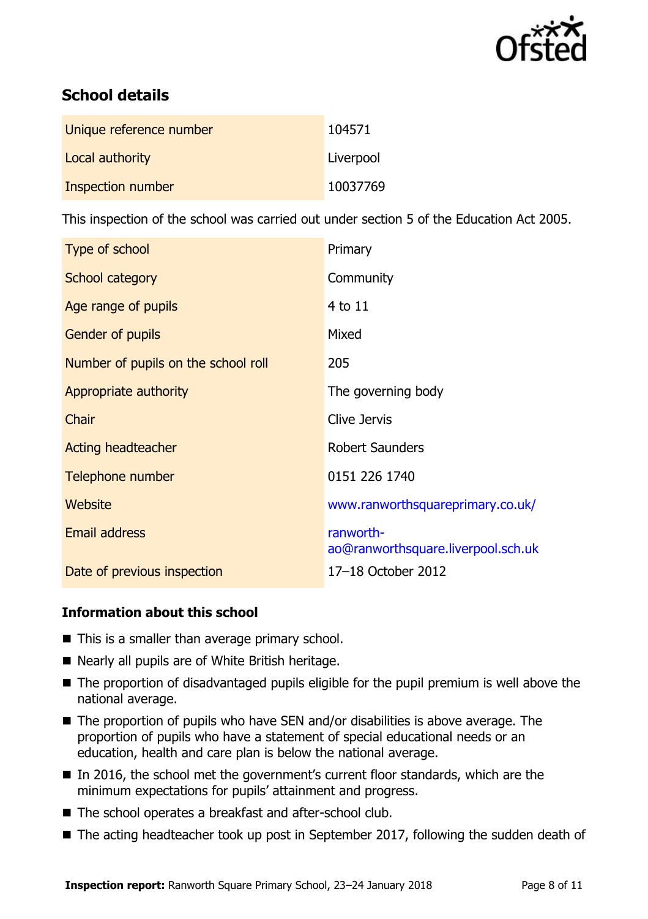## School details

| | |
|---|---|
| Unique reference number | 104571 |
| Local authority | Liverpool |
| Inspection number | 10037769 |

This inspection of the school was carried out under section 5 of the Education Act 2005.

| | |
|---|---|
| Type of school | Primary |
| School category | Community |
| Age range of pupils | 4 to 11 |
| Gender of pupils | Mixed |
| Number of pupils on the school roll | 205 |
| Appropriate authority | The governing body |
| Chair | Clive Jervis |
| Acting headteacher | Robert Saunders |
| Telephone number | 0151 226 1740 |
| Website | www.ranworthsquareprimary.co.uk/ |
| Email address | ranworth-ao@ranworthsquare.liverpool.sch.uk |
| Date of previous inspection | 17–18 October 2012 |

### Information about this school

- This is a smaller than average primary school.
- Nearly all pupils are of White British heritage.
- The proportion of disadvantaged pupils eligible for the pupil premium is well above the national average.
- The proportion of pupils who have SEN and/or disabilities is above average. The proportion of pupils who have a statement of special educational needs or an education, health and care plan is below the national average.
- In 2016, the school met the government's current floor standards, which are the minimum expectations for pupils' attainment and progress.
- The school operates a breakfast and after-school club.
- The acting headteacher took up post in September 2017, following the sudden death of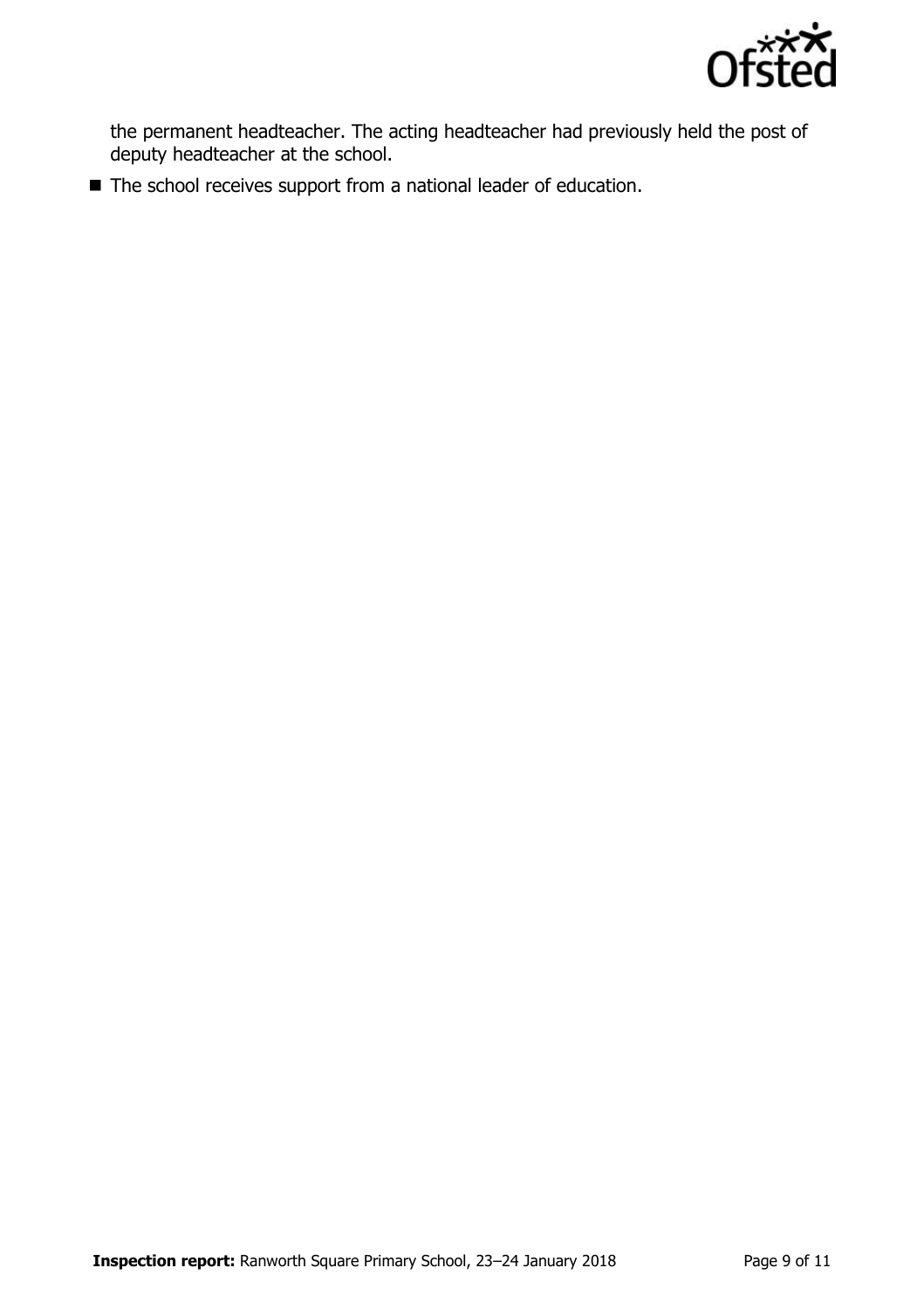the permanent headteacher. The acting headteacher had previously held the post of deputy headteacher at the school.

- The school receives support from a national leader of education.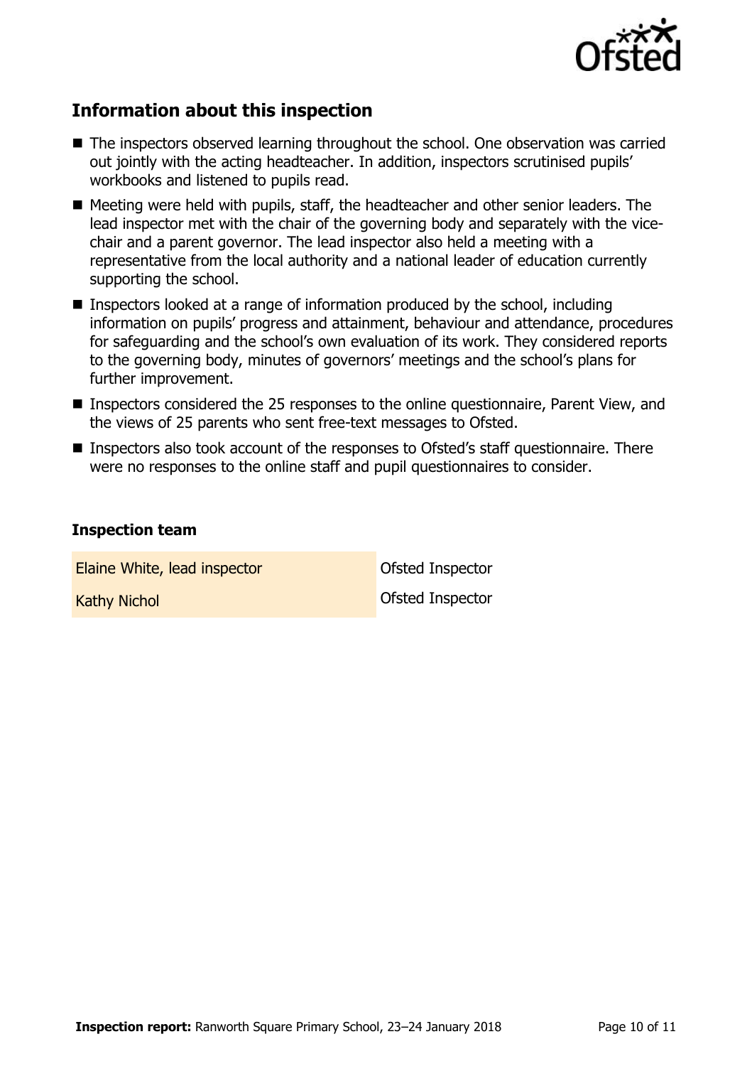## Information about this inspection

- The inspectors observed learning throughout the school. One observation was carried out jointly with the acting headteacher. In addition, inspectors scrutinised pupils' workbooks and listened to pupils read.
- Meeting were held with pupils, staff, the headteacher and other senior leaders. The lead inspector met with the chair of the governing body and separately with the vice-chair and a parent governor. The lead inspector also held a meeting with a representative from the local authority and a national leader of education currently supporting the school.
- Inspectors looked at a range of information produced by the school, including information on pupils' progress and attainment, behaviour and attendance, procedures for safeguarding and the school's own evaluation of its work. They considered reports to the governing body, minutes of governors' meetings and the school's plans for further improvement.
- Inspectors considered the 25 responses to the online questionnaire, Parent View, and the views of 25 parents who sent free-text messages to Ofsted.
- Inspectors also took account of the responses to Ofsted's staff questionnaire. There were no responses to the online staff and pupil questionnaires to consider.

### Inspection team

| | |
|---|---|
| Elaine White, lead inspector | Ofsted Inspector |
| Kathy Nichol | Ofsted Inspector |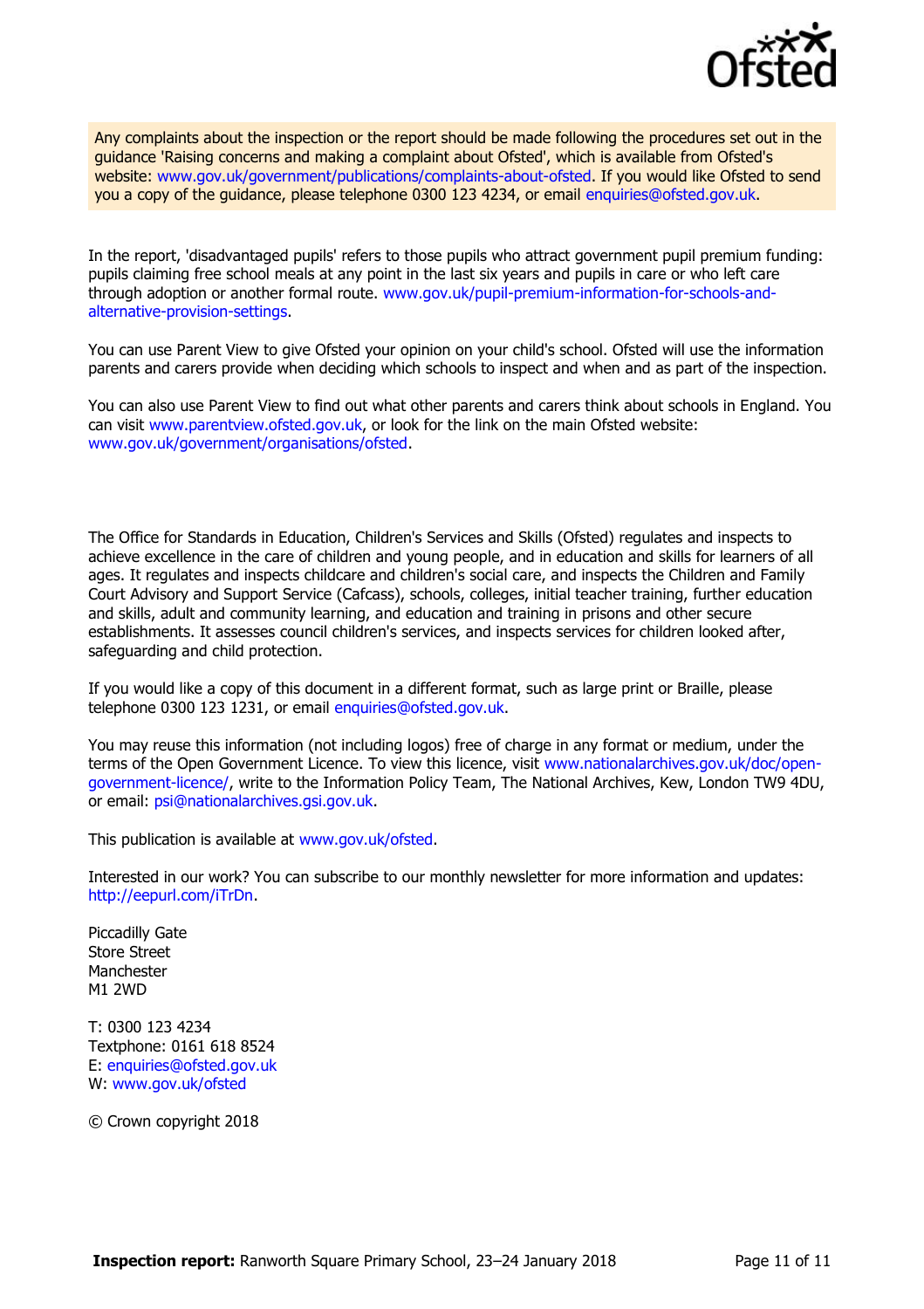Any complaints about the inspection or the report should be made following the procedures set out in the guidance 'Raising concerns and making a complaint about Ofsted', which is available from Ofsted's website: www.gov.uk/government/publications/complaints-about-ofsted. If you would like Ofsted to send you a copy of the guidance, please telephone 0300 123 4234, or email enquiries@ofsted.gov.uk.

In the report, 'disadvantaged pupils' refers to those pupils who attract government pupil premium funding: pupils claiming free school meals at any point in the last six years and pupils in care or who left care through adoption or another formal route. www.gov.uk/pupil-premium-information-for-schools-and-alternative-provision-settings.

You can use Parent View to give Ofsted your opinion on your child's school. Ofsted will use the information parents and carers provide when deciding which schools to inspect and when and as part of the inspection.

You can also use Parent View to find out what other parents and carers think about schools in England. You can visit www.parentview.ofsted.gov.uk, or look for the link on the main Ofsted website: www.gov.uk/government/organisations/ofsted.

The Office for Standards in Education, Children's Services and Skills (Ofsted) regulates and inspects to achieve excellence in the care of children and young people, and in education and skills for learners of all ages. It regulates and inspects childcare and children's social care, and inspects the Children and Family Court Advisory and Support Service (Cafcass), schools, colleges, initial teacher training, further education and skills, adult and community learning, and education and training in prisons and other secure establishments. It assesses council children's services, and inspects services for children looked after, safeguarding and child protection.

If you would like a copy of this document in a different format, such as large print or Braille, please telephone 0300 123 1231, or email enquiries@ofsted.gov.uk.

You may reuse this information (not including logos) free of charge in any format or medium, under the terms of the Open Government Licence. To view this licence, visit www.nationalarchives.gov.uk/doc/open-government-licence/, write to the Information Policy Team, The National Archives, Kew, London TW9 4DU, or email: psi@nationalarchives.gsi.gov.uk.

This publication is available at www.gov.uk/ofsted.

Interested in our work? You can subscribe to our monthly newsletter for more information and updates: http://eepurl.com/iTrDn.

Piccadilly Gate
Store Street
Manchester
M1 2WD

T: 0300 123 4234
Textphone: 0161 618 8524
E: enquiries@ofsted.gov.uk
W: www.gov.uk/ofsted

© Crown copyright 2018